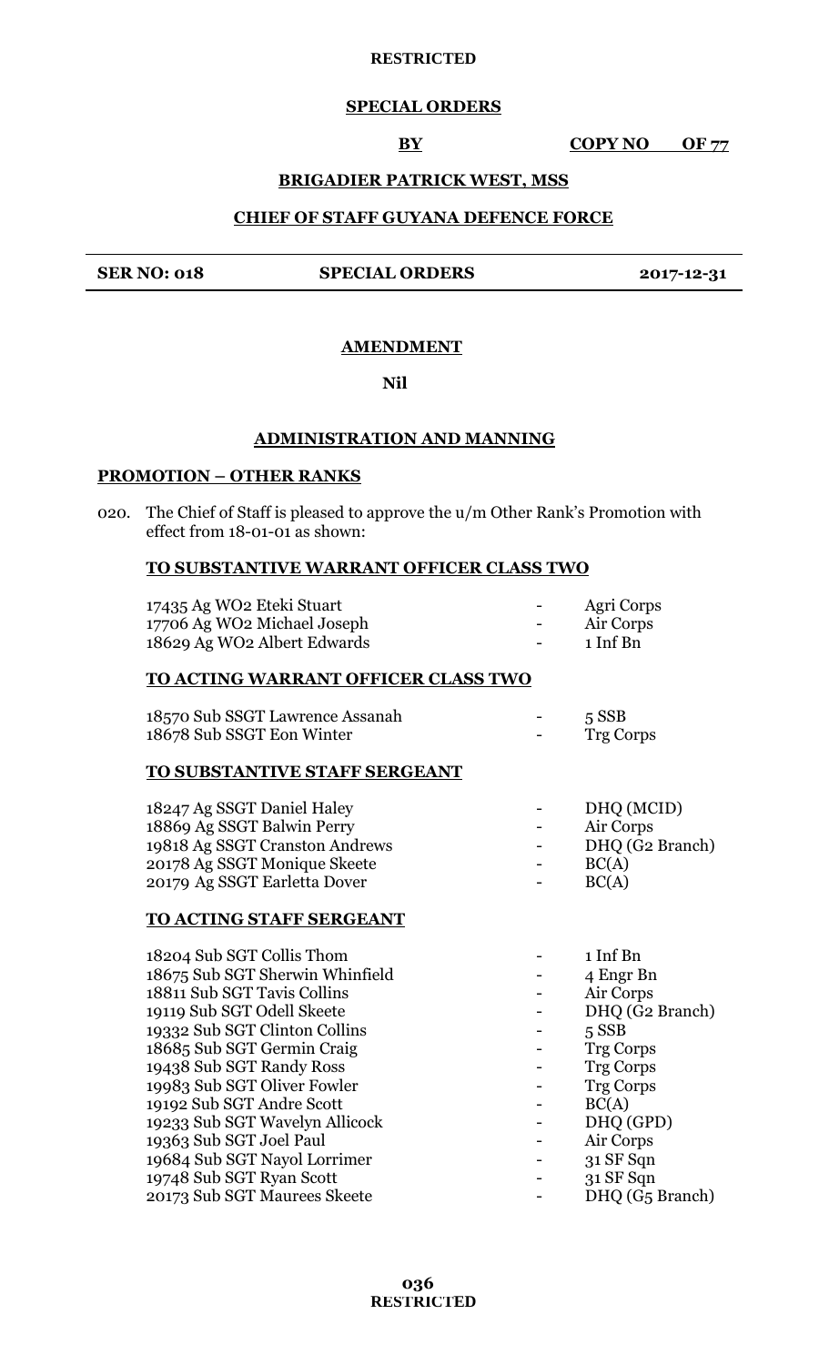RESTRICTED

**SPECIAL ORDERS**

**BY** **COPY NO OF 77**

**BRIGADIER PATRICK WEST, MSS**

**CHIEF OF STAFF GUYANA DEFENCE FORCE**

| **SER NO: 018** | **SPECIAL ORDERS** | **2017-12-31** |
|---|---|---|

## AMENDMENT

**Nil**

## ADMINISTRATION AND MANNING

### PROMOTION – OTHER RANKS

020. The Chief of Staff is pleased to approve the u/m Other Rank's Promotion with effect from 18-01-01 as shown:

**TO SUBSTANTIVE WARRANT OFFICER CLASS TWO**

| | | |
|---|---|---|
| 17435 Ag WO2 Eteki Stuart | - | Agri Corps |
| 17706 Ag WO2 Michael Joseph | - | Air Corps |
| 18629 Ag WO2 Albert Edwards | - | 1 Inf Bn |

**TO ACTING WARRANT OFFICER CLASS TWO**

| | | |
|---|---|---|
| 18570 Sub SSGT Lawrence Assanah | - | 5 SSB |
| 18678 Sub SSGT Eon Winter | - | Trg Corps |

**TO SUBSTANTIVE STAFF SERGEANT**

| | | |
|---|---|---|
| 18247 Ag SSGT Daniel Haley | - | DHQ (MCID) |
| 18869 Ag SSGT Balwin Perry | - | Air Corps |
| 19818 Ag SSGT Cranston Andrews | - | DHQ (G2 Branch) |
| 20178 Ag SSGT Monique Skeete | - | BC(A) |
| 20179 Ag SSGT Earletta Dover | - | BC(A) |

**TO ACTING STAFF SERGEANT**

| | | |
|---|---|---|
| 18204 Sub SGT Collis Thom | - | 1 Inf Bn |
| 18675 Sub SGT Sherwin Whinfield | - | 4 Engr Bn |
| 18811 Sub SGT Tavis Collins | - | Air Corps |
| 19119 Sub SGT Odell Skeete | - | DHQ (G2 Branch) |
| 19332 Sub SGT Clinton Collins | - | 5 SSB |
| 18685 Sub SGT Germin Craig | - | Trg Corps |
| 19438 Sub SGT Randy Ross | - | Trg Corps |
| 19983 Sub SGT Oliver Fowler | - | Trg Corps |
| 19192 Sub SGT Andre Scott | - | BC(A) |
| 19233 Sub SGT Wavelyn Allicock | - | DHQ (GPD) |
| 19363 Sub SGT Joel Paul | - | Air Corps |
| 19684 Sub SGT Nayol Lorrimer | - | 31 SF Sqn |
| 19748 Sub SGT Ryan Scott | - | 31 SF Sqn |
| 20173 Sub SGT Maurees Skeete | - | DHQ (G5 Branch) |

RESTRICTED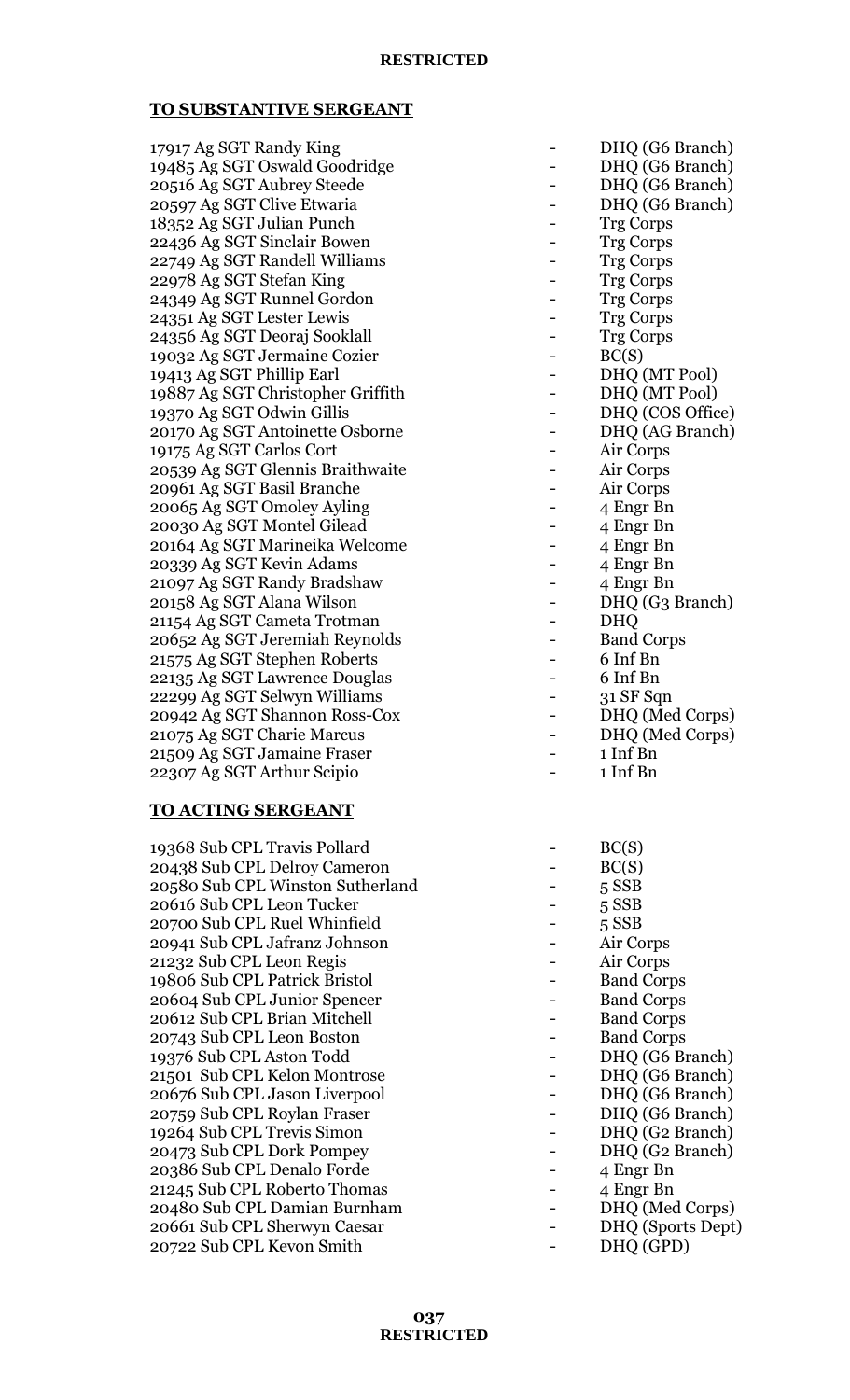**TO SUBSTANTIVE SERGEANT**

| | | |
|---|---|---|
| 17917 Ag SGT Randy King | - | DHQ (G6 Branch) |
| 19485 Ag SGT Oswald Goodridge | - | DHQ (G6 Branch) |
| 20516 Ag SGT Aubrey Steede | - | DHQ (G6 Branch) |
| 20597 Ag SGT Clive Etwaria | - | DHQ (G6 Branch) |
| 18352 Ag SGT Julian Punch | - | Trg Corps |
| 22436 Ag SGT Sinclair Bowen | - | Trg Corps |
| 22749 Ag SGT Randell Williams | - | Trg Corps |
| 22978 Ag SGT Stefan King | - | Trg Corps |
| 24349 Ag SGT Runnel Gordon | - | Trg Corps |
| 24351 Ag SGT Lester Lewis | - | Trg Corps |
| 24356 Ag SGT Deoraj Sooklall | - | Trg Corps |
| 19032 Ag SGT Jermaine Cozier | - | BC(S) |
| 19413 Ag SGT Phillip Earl | - | DHQ (MT Pool) |
| 19887 Ag SGT Christopher Griffith | - | DHQ (MT Pool) |
| 19370 Ag SGT Odwin Gillis | - | DHQ (COS Office) |
| 20170 Ag SGT Antoinette Osborne | - | DHQ (AG Branch) |
| 19175 Ag SGT Carlos Cort | - | Air Corps |
| 20539 Ag SGT Glennis Braithwaite | - | Air Corps |
| 20961 Ag SGT Basil Branche | - | Air Corps |
| 20065 Ag SGT Omoley Ayling | - | 4 Engr Bn |
| 20030 Ag SGT Montel Gilead | - | 4 Engr Bn |
| 20164 Ag SGT Marineika Welcome | - | 4 Engr Bn |
| 20339 Ag SGT Kevin Adams | - | 4 Engr Bn |
| 21097 Ag SGT Randy Bradshaw | - | 4 Engr Bn |
| 20158 Ag SGT Alana Wilson | - | DHQ (G3 Branch) |
| 21154 Ag SGT Cameta Trotman | - | DHQ |
| 20652 Ag SGT Jeremiah Reynolds | - | Band Corps |
| 21575 Ag SGT Stephen Roberts | - | 6 Inf Bn |
| 22135 Ag SGT Lawrence Douglas | - | 6 Inf Bn |
| 22299 Ag SGT Selwyn Williams | - | 31 SF Sqn |
| 20942 Ag SGT Shannon Ross-Cox | - | DHQ (Med Corps) |
| 21075 Ag SGT Charie Marcus | - | DHQ (Med Corps) |
| 21509 Ag SGT Jamaine Fraser | - | 1 Inf Bn |
| 22307 Ag SGT Arthur Scipio | - | 1 Inf Bn |

**TO ACTING SERGEANT**

| | | |
|---|---|---|
| 19368 Sub CPL Travis Pollard | - | BC(S) |
| 20438 Sub CPL Delroy Cameron | - | BC(S) |
| 20580 Sub CPL Winston Sutherland | - | 5 SSB |
| 20616 Sub CPL Leon Tucker | - | 5 SSB |
| 20700 Sub CPL Ruel Whinfield | - | 5 SSB |
| 20941 Sub CPL Jafranz Johnson | - | Air Corps |
| 21232 Sub CPL Leon Regis | - | Air Corps |
| 19806 Sub CPL Patrick Bristol | - | Band Corps |
| 20604 Sub CPL Junior Spencer | - | Band Corps |
| 20612 Sub CPL Brian Mitchell | - | Band Corps |
| 20743 Sub CPL Leon Boston | - | Band Corps |
| 19376 Sub CPL Aston Todd | - | DHQ (G6 Branch) |
| 21501 Sub CPL Kelon Montrose | - | DHQ (G6 Branch) |
| 20676 Sub CPL Jason Liverpool | - | DHQ (G6 Branch) |
| 20759 Sub CPL Roylan Fraser | - | DHQ (G6 Branch) |
| 19264 Sub CPL Trevis Simon | - | DHQ (G2 Branch) |
| 20473 Sub CPL Dork Pompey | - | DHQ (G2 Branch) |
| 20386 Sub CPL Denalo Forde | - | 4 Engr Bn |
| 21245 Sub CPL Roberto Thomas | - | 4 Engr Bn |
| 20480 Sub CPL Damian Burnham | - | DHQ (Med Corps) |
| 20661 Sub CPL Sherwyn Caesar | - | DHQ (Sports Dept) |
| 20722 Sub CPL Kevon Smith | - | DHQ (GPD) |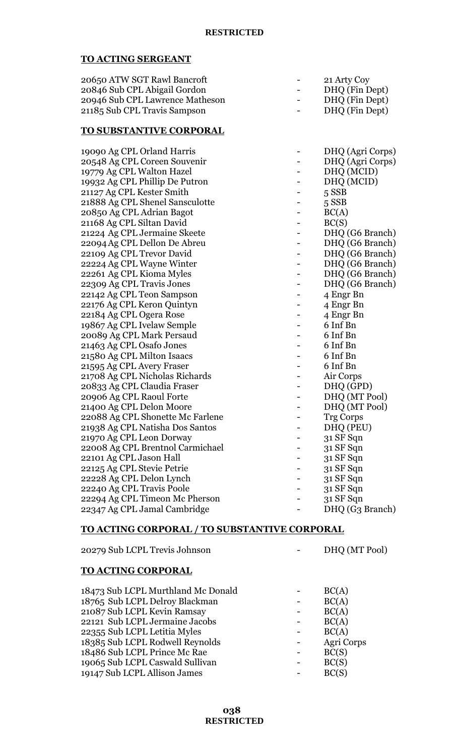## TO ACTING SERGEANT

| | | |
|---|---|---|
| 20650 ATW SGT Rawl Bancroft | - | 21 Arty Coy |
| 20846 Sub CPL Abigail Gordon | - | DHQ (Fin Dept) |
| 20946 Sub CPL Lawrence Matheson | - | DHQ (Fin Dept) |
| 21185 Sub CPL Travis Sampson | - | DHQ (Fin Dept) |

## TO SUBSTANTIVE CORPORAL

| | | |
|---|---|---|
| 19090 Ag CPL Orland Harris | - | DHQ (Agri Corps) |
| 20548 Ag CPL Coreen Souvenir | - | DHQ (Agri Corps) |
| 19779 Ag CPL Walton Hazel | - | DHQ (MCID) |
| 19932 Ag CPL Phillip De Putron | - | DHQ (MCID) |
| 21127 Ag CPL Kester Smith | - | 5 SSB |
| 21888 Ag CPL Shenel Sansculotte | - | 5 SSB |
| 20850 Ag CPL Adrian Bagot | - | BC(A) |
| 21168 Ag CPL Siltan David | - | BC(S) |
| 21224 Ag CPL Jermaine Skeete | - | DHQ (G6 Branch) |
| 22094 Ag CPL Dellon De Abreu | - | DHQ (G6 Branch) |
| 22109 Ag CPL Trevor David | - | DHQ (G6 Branch) |
| 22224 Ag CPL Wayne Winter | - | DHQ (G6 Branch) |
| 22261 Ag CPL Kioma Myles | - | DHQ (G6 Branch) |
| 22309 Ag CPL Travis Jones | - | DHQ (G6 Branch) |
| 22142 Ag CPL Teon Sampson | - | 4 Engr Bn |
| 22176 Ag CPL Keron Quintyn | - | 4 Engr Bn |
| 22184 Ag CPL Ogera Rose | - | 4 Engr Bn |
| 19867 Ag CPL Ivelaw Semple | - | 6 Inf Bn |
| 20089 Ag CPL Mark Persaud | - | 6 Inf Bn |
| 21463 Ag CPL Osafo Jones | - | 6 Inf Bn |
| 21580 Ag CPL Milton Isaacs | - | 6 Inf Bn |
| 21595 Ag CPL Avery Fraser | - | 6 Inf Bn |
| 21708 Ag CPL Nicholas Richards | - | Air Corps |
| 20833 Ag CPL Claudia Fraser | - | DHQ (GPD) |
| 20906 Ag CPL Raoul Forte | - | DHQ (MT Pool) |
| 21400 Ag CPL Delon Moore | - | DHQ (MT Pool) |
| 22088 Ag CPL Shonette Mc Farlene | - | Trg Corps |
| 21938 Ag CPL Natisha Dos Santos | - | DHQ (PEU) |
| 21970 Ag CPL Leon Dorway | - | 31 SF Sqn |
| 22008 Ag CPL Brentnol Carmichael | - | 31 SF Sqn |
| 22101 Ag CPL Jason Hall | - | 31 SF Sqn |
| 22125 Ag CPL Stevie Petrie | - | 31 SF Sqn |
| 22228 Ag CPL Delon Lynch | - | 31 SF Sqn |
| 22240 Ag CPL Travis Poole | - | 31 SF Sqn |
| 22294 Ag CPL Timeon Mc Pherson | - | 31 SF Sqn |
| 22347 Ag CPL Jamal Cambridge | - | DHQ (G3 Branch) |

## TO ACTING CORPORAL / TO SUBSTANTIVE CORPORAL

| | | |
|---|---|---|
| 20279 Sub LCPL Trevis Johnson | - | DHQ (MT Pool) |

## TO ACTING CORPORAL

| | | |
|---|---|---|
| 18473 Sub LCPL Murthland Mc Donald | - | BC(A) |
| 18765 Sub LCPL Delroy Blackman | - | BC(A) |
| 21087 Sub LCPL Kevin Ramsay | - | BC(A) |
| 22121 Sub LCPL Jermaine Jacobs | - | BC(A) |
| 22355 Sub LCPL Letitia Myles | - | BC(A) |
| 18385 Sub LCPL Rodwell Reynolds | - | Agri Corps |
| 18486 Sub LCPL Prince Mc Rae | - | BC(S) |
| 19065 Sub LCPL Caswald Sullivan | - | BC(S) |
| 19147 Sub LCPL Allison James | - | BC(S) |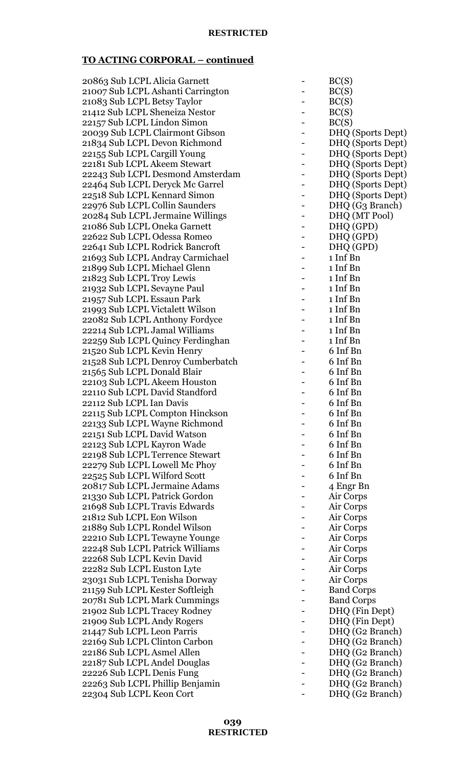## TO ACTING CORPORAL – continued

| | | |
|---|---|---|
| 20863 Sub LCPL Alicia Garnett | - | BC(S) |
| 21007 Sub LCPL Ashanti Carrington | - | BC(S) |
| 21083 Sub LCPL Betsy Taylor | - | BC(S) |
| 21412 Sub LCPL Sheneiza Nestor | - | BC(S) |
| 22157 Sub LCPL Lindon Simon | - | BC(S) |
| 20039 Sub LCPL Clairmont Gibson | - | DHQ (Sports Dept) |
| 21834 Sub LCPL Devon Richmond | - | DHQ (Sports Dept) |
| 22155 Sub LCPL Cargill Young | - | DHQ (Sports Dept) |
| 22181 Sub LCPL Akeem Stewart | - | DHQ (Sports Dept) |
| 22243 Sub LCPL Desmond Amsterdam | - | DHQ (Sports Dept) |
| 22464 Sub LCPL Deryck Mc Garrel | - | DHQ (Sports Dept) |
| 22518 Sub LCPL Kennard Simon | - | DHQ (Sports Dept) |
| 22976 Sub LCPL Collin Saunders | - | DHQ (G3 Branch) |
| 20284 Sub LCPL Jermaine Willings | - | DHQ (MT Pool) |
| 21086 Sub LCPL Oneka Garnett | - | DHQ (GPD) |
| 22622 Sub LCPL Odessa Romeo | - | DHQ (GPD) |
| 22641 Sub LCPL Rodrick Bancroft | - | DHQ (GPD) |
| 21693 Sub LCPL Andray Carmichael | - | 1 Inf Bn |
| 21899 Sub LCPL Michael Glenn | - | 1 Inf Bn |
| 21823 Sub LCPL Troy Lewis | - | 1 Inf Bn |
| 21932 Sub LCPL Sevayne Paul | - | 1 Inf Bn |
| 21957 Sub LCPL Essaun Park | - | 1 Inf Bn |
| 21993 Sub LCPL Victalett Wilson | - | 1 Inf Bn |
| 22082 Sub LCPL Anthony Fordyce | - | 1 Inf Bn |
| 22214 Sub LCPL Jamal Williams | - | 1 Inf Bn |
| 22259 Sub LCPL Quincy Ferdinghan | - | 1 Inf Bn |
| 21520 Sub LCPL Kevin Henry | - | 6 Inf Bn |
| 21528 Sub LCPL Denroy Cumberbatch | - | 6 Inf Bn |
| 21565 Sub LCPL Donald Blair | - | 6 Inf Bn |
| 22103 Sub LCPL Akeem Houston | - | 6 Inf Bn |
| 22110 Sub LCPL David Standford | - | 6 Inf Bn |
| 22112 Sub LCPL Ian Davis | - | 6 Inf Bn |
| 22115 Sub LCPL Compton Hinckson | - | 6 Inf Bn |
| 22133 Sub LCPL Wayne Richmond | - | 6 Inf Bn |
| 22151 Sub LCPL David Watson | - | 6 Inf Bn |
| 22123 Sub LCPL Kayron Wade | - | 6 Inf Bn |
| 22198 Sub LCPL Terrence Stewart | - | 6 Inf Bn |
| 22279 Sub LCPL Lowell Mc Phoy | - | 6 Inf Bn |
| 22525 Sub LCPL Wilford Scott | - | 6 Inf Bn |
| 20817 Sub LCPL Jermaine Adams | - | 4 Engr Bn |
| 21330 Sub LCPL Patrick Gordon | - | Air Corps |
| 21698 Sub LCPL Travis Edwards | - | Air Corps |
| 21812 Sub LCPL Eon Wilson | - | Air Corps |
| 21889 Sub LCPL Rondel Wilson | - | Air Corps |
| 22210 Sub LCPL Tewayne Younge | - | Air Corps |
| 22248 Sub LCPL Patrick Williams | - | Air Corps |
| 22268 Sub LCPL Kevin David | - | Air Corps |
| 22282 Sub LCPL Euston Lyte | - | Air Corps |
| 23031 Sub LCPL Tenisha Dorway | - | Air Corps |
| 21159 Sub LCPL Kester Softleigh | - | Band Corps |
| 20781 Sub LCPL Mark Cummings | - | Band Corps |
| 21902 Sub LCPL Tracey Rodney | - | DHQ (Fin Dept) |
| 21909 Sub LCPL Andy Rogers | - | DHQ (Fin Dept) |
| 21447 Sub LCPL Leon Parris | - | DHQ (G2 Branch) |
| 22169 Sub LCPL Clinton Carbon | - | DHQ (G2 Branch) |
| 22186 Sub LCPL Asmel Allen | - | DHQ (G2 Branch) |
| 22187 Sub LCPL Andel Douglas | - | DHQ (G2 Branch) |
| 22226 Sub LCPL Denis Fung | - | DHQ (G2 Branch) |
| 22263 Sub LCPL Phillip Benjamin | - | DHQ (G2 Branch) |
| 22304 Sub LCPL Keon Cort | - | DHQ (G2 Branch) |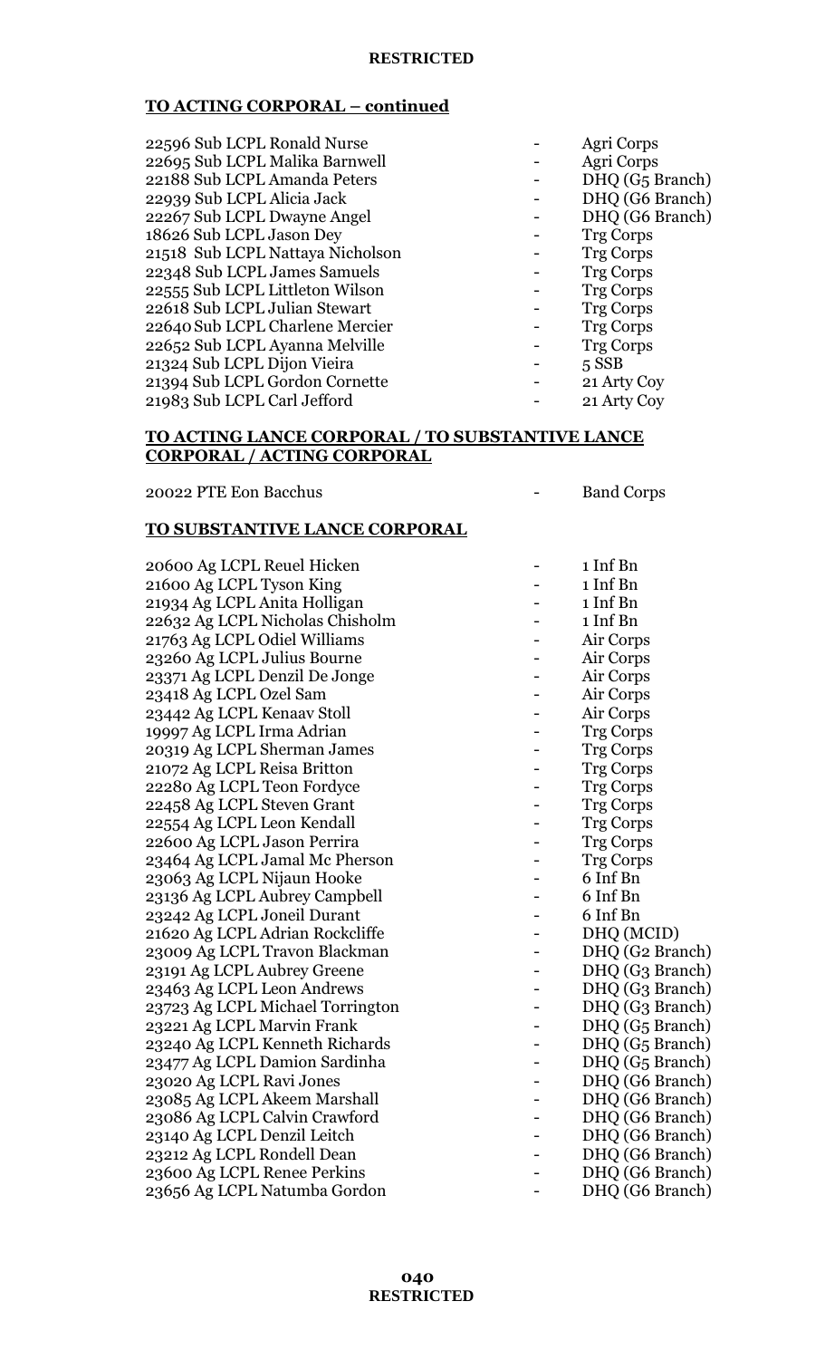## TO ACTING CORPORAL – continued

| | | |
|---|---|---|
| 22596 Sub LCPL Ronald Nurse | - | Agri Corps |
| 22695 Sub LCPL Malika Barnwell | - | Agri Corps |
| 22188 Sub LCPL Amanda Peters | - | DHQ (G5 Branch) |
| 22939 Sub LCPL Alicia Jack | - | DHQ (G6 Branch) |
| 22267 Sub LCPL Dwayne Angel | - | DHQ (G6 Branch) |
| 18626 Sub LCPL Jason Dey | - | Trg Corps |
| 21518 Sub LCPL Nattaya Nicholson | - | Trg Corps |
| 22348 Sub LCPL James Samuels | - | Trg Corps |
| 22555 Sub LCPL Littleton Wilson | - | Trg Corps |
| 22618 Sub LCPL Julian Stewart | - | Trg Corps |
| 22640 Sub LCPL Charlene Mercier | - | Trg Corps |
| 22652 Sub LCPL Ayanna Melville | - | Trg Corps |
| 21324 Sub LCPL Dijon Vieira | - | 5 SSB |
| 21394 Sub LCPL Gordon Cornette | - | 21 Arty Coy |
| 21983 Sub LCPL Carl Jefford | - | 21 Arty Coy |

## TO ACTING LANCE CORPORAL / TO SUBSTANTIVE LANCE CORPORAL / ACTING CORPORAL

| | | |
|---|---|---|
| 20022 PTE Eon Bacchus | - | Band Corps |

## TO SUBSTANTIVE LANCE CORPORAL

| | | |
|---|---|---|
| 20600 Ag LCPL Reuel Hicken | - | 1 Inf Bn |
| 21600 Ag LCPL Tyson King | - | 1 Inf Bn |
| 21934 Ag LCPL Anita Holligan | - | 1 Inf Bn |
| 22632 Ag LCPL Nicholas Chisholm | - | 1 Inf Bn |
| 21763 Ag LCPL Odiel Williams | - | Air Corps |
| 23260 Ag LCPL Julius Bourne | - | Air Corps |
| 23371 Ag LCPL Denzil De Jonge | - | Air Corps |
| 23418 Ag LCPL Ozel Sam | - | Air Corps |
| 23442 Ag LCPL Kenaav Stoll | - | Air Corps |
| 19997 Ag LCPL Irma Adrian | - | Trg Corps |
| 20319 Ag LCPL Sherman James | - | Trg Corps |
| 21072 Ag LCPL Reisa Britton | - | Trg Corps |
| 22280 Ag LCPL Teon Fordyce | - | Trg Corps |
| 22458 Ag LCPL Steven Grant | - | Trg Corps |
| 22554 Ag LCPL Leon Kendall | - | Trg Corps |
| 22600 Ag LCPL Jason Perrira | - | Trg Corps |
| 23464 Ag LCPL Jamal Mc Pherson | - | Trg Corps |
| 23063 Ag LCPL Nijaun Hooke | - | 6 Inf Bn |
| 23136 Ag LCPL Aubrey Campbell | - | 6 Inf Bn |
| 23242 Ag LCPL Joneil Durant | - | 6 Inf Bn |
| 21620 Ag LCPL Adrian Rockcliffe | - | DHQ (MCID) |
| 23009 Ag LCPL Travon Blackman | - | DHQ (G2 Branch) |
| 23191 Ag LCPL Aubrey Greene | - | DHQ (G3 Branch) |
| 23463 Ag LCPL Leon Andrews | - | DHQ (G3 Branch) |
| 23723 Ag LCPL Michael Torrington | - | DHQ (G3 Branch) |
| 23221 Ag LCPL Marvin Frank | - | DHQ (G5 Branch) |
| 23240 Ag LCPL Kenneth Richards | - | DHQ (G5 Branch) |
| 23477 Ag LCPL Damion Sardinha | - | DHQ (G5 Branch) |
| 23020 Ag LCPL Ravi Jones | - | DHQ (G6 Branch) |
| 23085 Ag LCPL Akeem Marshall | - | DHQ (G6 Branch) |
| 23086 Ag LCPL Calvin Crawford | - | DHQ (G6 Branch) |
| 23140 Ag LCPL Denzil Leitch | - | DHQ (G6 Branch) |
| 23212 Ag LCPL Rondell Dean | - | DHQ (G6 Branch) |
| 23600 Ag LCPL Renee Perkins | - | DHQ (G6 Branch) |
| 23656 Ag LCPL Natumba Gordon | - | DHQ (G6 Branch) |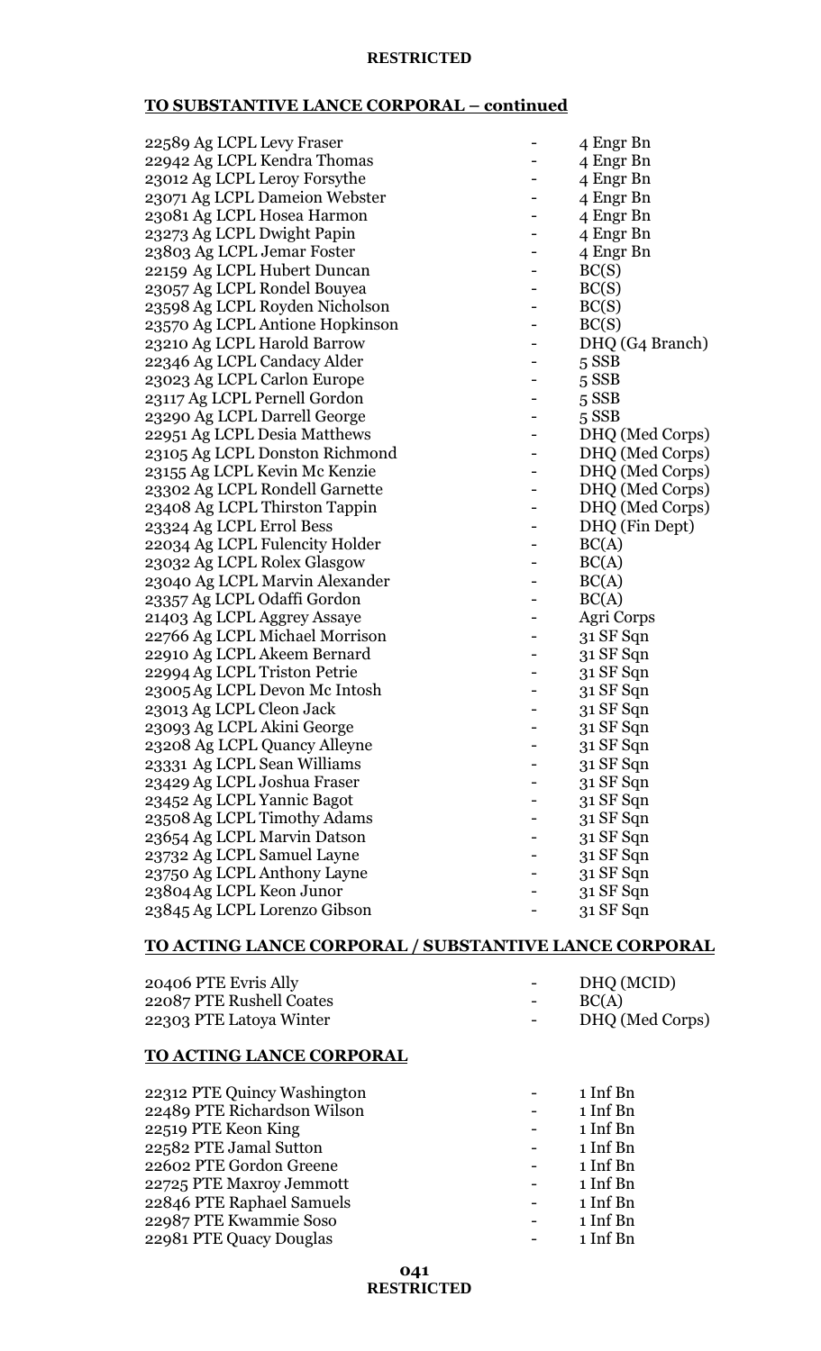## TO SUBSTANTIVE LANCE CORPORAL – continued

| | | |
|---|---|---|
| 22589 Ag LCPL Levy Fraser | - | 4 Engr Bn |
| 22942 Ag LCPL Kendra Thomas | - | 4 Engr Bn |
| 23012 Ag LCPL Leroy Forsythe | - | 4 Engr Bn |
| 23071 Ag LCPL Dameion Webster | - | 4 Engr Bn |
| 23081 Ag LCPL Hosea Harmon | - | 4 Engr Bn |
| 23273 Ag LCPL Dwight Papin | - | 4 Engr Bn |
| 23803 Ag LCPL Jemar Foster | - | 4 Engr Bn |
| 22159 Ag LCPL Hubert Duncan | - | BC(S) |
| 23057 Ag LCPL Rondel Bouyea | - | BC(S) |
| 23598 Ag LCPL Royden Nicholson | - | BC(S) |
| 23570 Ag LCPL Antione Hopkinson | - | BC(S) |
| 23210 Ag LCPL Harold Barrow | - | DHQ (G4 Branch) |
| 22346 Ag LCPL Candacy Alder | - | 5 SSB |
| 23023 Ag LCPL Carlon Europe | - | 5 SSB |
| 23117 Ag LCPL Pernell Gordon | - | 5 SSB |
| 23290 Ag LCPL Darrell George | - | 5 SSB |
| 22951 Ag LCPL Desia Matthews | - | DHQ (Med Corps) |
| 23105 Ag LCPL Donston Richmond | - | DHQ (Med Corps) |
| 23155 Ag LCPL Kevin Mc Kenzie | - | DHQ (Med Corps) |
| 23302 Ag LCPL Rondell Garnette | - | DHQ (Med Corps) |
| 23408 Ag LCPL Thirston Tappin | - | DHQ (Med Corps) |
| 23324 Ag LCPL Errol Bess | - | DHQ (Fin Dept) |
| 22034 Ag LCPL Fulencity Holder | - | BC(A) |
| 23032 Ag LCPL Rolex Glasgow | - | BC(A) |
| 23040 Ag LCPL Marvin Alexander | - | BC(A) |
| 23357 Ag LCPL Odaffi Gordon | - | BC(A) |
| 21403 Ag LCPL Aggrey Assaye | - | Agri Corps |
| 22766 Ag LCPL Michael Morrison | - | 31 SF Sqn |
| 22910 Ag LCPL Akeem Bernard | - | 31 SF Sqn |
| 22994 Ag LCPL Triston Petrie | - | 31 SF Sqn |
| 23005 Ag LCPL Devon Mc Intosh | - | 31 SF Sqn |
| 23013 Ag LCPL Cleon Jack | - | 31 SF Sqn |
| 23093 Ag LCPL Akini George | - | 31 SF Sqn |
| 23208 Ag LCPL Quancy Alleyne | - | 31 SF Sqn |
| 23331 Ag LCPL Sean Williams | - | 31 SF Sqn |
| 23429 Ag LCPL Joshua Fraser | - | 31 SF Sqn |
| 23452 Ag LCPL Yannic Bagot | - | 31 SF Sqn |
| 23508 Ag LCPL Timothy Adams | - | 31 SF Sqn |
| 23654 Ag LCPL Marvin Datson | - | 31 SF Sqn |
| 23732 Ag LCPL Samuel Layne | - | 31 SF Sqn |
| 23750 Ag LCPL Anthony Layne | - | 31 SF Sqn |
| 23804 Ag LCPL Keon Junor | - | 31 SF Sqn |
| 23845 Ag LCPL Lorenzo Gibson | - | 31 SF Sqn |

## TO ACTING LANCE CORPORAL / SUBSTANTIVE LANCE CORPORAL

| | | |
|---|---|---|
| 20406 PTE Evris Ally | - | DHQ (MCID) |
| 22087 PTE Rushell Coates | - | BC(A) |
| 22303 PTE Latoya Winter | - | DHQ (Med Corps) |

## TO ACTING LANCE CORPORAL

| | | |
|---|---|---|
| 22312 PTE Quincy Washington | - | 1 Inf Bn |
| 22489 PTE Richardson Wilson | - | 1 Inf Bn |
| 22519 PTE Keon King | - | 1 Inf Bn |
| 22582 PTE Jamal Sutton | - | 1 Inf Bn |
| 22602 PTE Gordon Greene | - | 1 Inf Bn |
| 22725 PTE Maxroy Jemmott | - | 1 Inf Bn |
| 22846 PTE Raphael Samuels | - | 1 Inf Bn |
| 22987 PTE Kwammie Soso | - | 1 Inf Bn |
| 22981 PTE Quacy Douglas | - | 1 Inf Bn |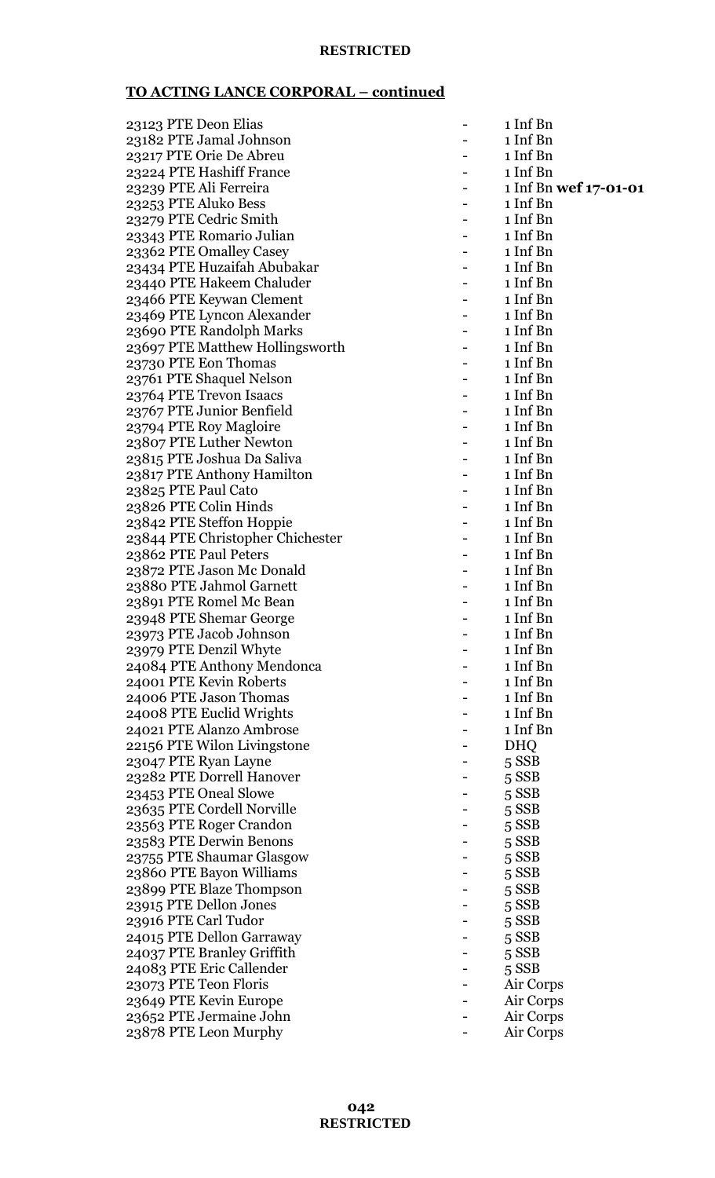## TO ACTING LANCE CORPORAL – continued

| | | |
|---|---|---|
| 23123 PTE Deon Elias | - | 1 Inf Bn |
| 23182 PTE Jamal Johnson | - | 1 Inf Bn |
| 23217 PTE Orie De Abreu | - | 1 Inf Bn |
| 23224 PTE Hashiff France | - | 1 Inf Bn |
| 23239 PTE Ali Ferreira | - | 1 Inf Bn **wef 17-01-01** |
| 23253 PTE Aluko Bess | - | 1 Inf Bn |
| 23279 PTE Cedric Smith | - | 1 Inf Bn |
| 23343 PTE Romario Julian | - | 1 Inf Bn |
| 23362 PTE Omalley Casey | - | 1 Inf Bn |
| 23434 PTE Huzaifah Abubakar | - | 1 Inf Bn |
| 23440 PTE Hakeem Chaluder | - | 1 Inf Bn |
| 23466 PTE Keywan Clement | - | 1 Inf Bn |
| 23469 PTE Lyncon Alexander | - | 1 Inf Bn |
| 23690 PTE Randolph Marks | - | 1 Inf Bn |
| 23697 PTE Matthew Hollingsworth | - | 1 Inf Bn |
| 23730 PTE Eon Thomas | - | 1 Inf Bn |
| 23761 PTE Shaquel Nelson | - | 1 Inf Bn |
| 23764 PTE Trevon Isaacs | - | 1 Inf Bn |
| 23767 PTE Junior Benfield | - | 1 Inf Bn |
| 23794 PTE Roy Magloire | - | 1 Inf Bn |
| 23807 PTE Luther Newton | - | 1 Inf Bn |
| 23815 PTE Joshua Da Saliva | - | 1 Inf Bn |
| 23817 PTE Anthony Hamilton | - | 1 Inf Bn |
| 23825 PTE Paul Cato | - | 1 Inf Bn |
| 23826 PTE Colin Hinds | - | 1 Inf Bn |
| 23842 PTE Steffon Hoppie | - | 1 Inf Bn |
| 23844 PTE Christopher Chichester | - | 1 Inf Bn |
| 23862 PTE Paul Peters | - | 1 Inf Bn |
| 23872 PTE Jason Mc Donald | - | 1 Inf Bn |
| 23880 PTE Jahmol Garnett | - | 1 Inf Bn |
| 23891 PTE Romel Mc Bean | - | 1 Inf Bn |
| 23948 PTE Shemar George | - | 1 Inf Bn |
| 23973 PTE Jacob Johnson | - | 1 Inf Bn |
| 23979 PTE Denzil Whyte | - | 1 Inf Bn |
| 24084 PTE Anthony Mendonca | - | 1 Inf Bn |
| 24001 PTE Kevin Roberts | - | 1 Inf Bn |
| 24006 PTE Jason Thomas | - | 1 Inf Bn |
| 24008 PTE Euclid Wrights | - | 1 Inf Bn |
| 24021 PTE Alanzo Ambrose | - | 1 Inf Bn |
| 22156 PTE Wilon Livingstone | - | DHQ |
| 23047 PTE Ryan Layne | - | 5 SSB |
| 23282 PTE Dorrell Hanover | - | 5 SSB |
| 23453 PTE Oneal Slowe | - | 5 SSB |
| 23635 PTE Cordell Norville | - | 5 SSB |
| 23563 PTE Roger Crandon | - | 5 SSB |
| 23583 PTE Derwin Benons | - | 5 SSB |
| 23755 PTE Shaumar Glasgow | - | 5 SSB |
| 23860 PTE Bayon Williams | - | 5 SSB |
| 23899 PTE Blaze Thompson | - | 5 SSB |
| 23915 PTE Dellon Jones | - | 5 SSB |
| 23916 PTE Carl Tudor | - | 5 SSB |
| 24015 PTE Dellon Garraway | - | 5 SSB |
| 24037 PTE Branley Griffith | - | 5 SSB |
| 24083 PTE Eric Callender | - | 5 SSB |
| 23073 PTE Teon Floris | - | Air Corps |
| 23649 PTE Kevin Europe | - | Air Corps |
| 23652 PTE Jermaine John | - | Air Corps |
| 23878 PTE Leon Murphy | - | Air Corps |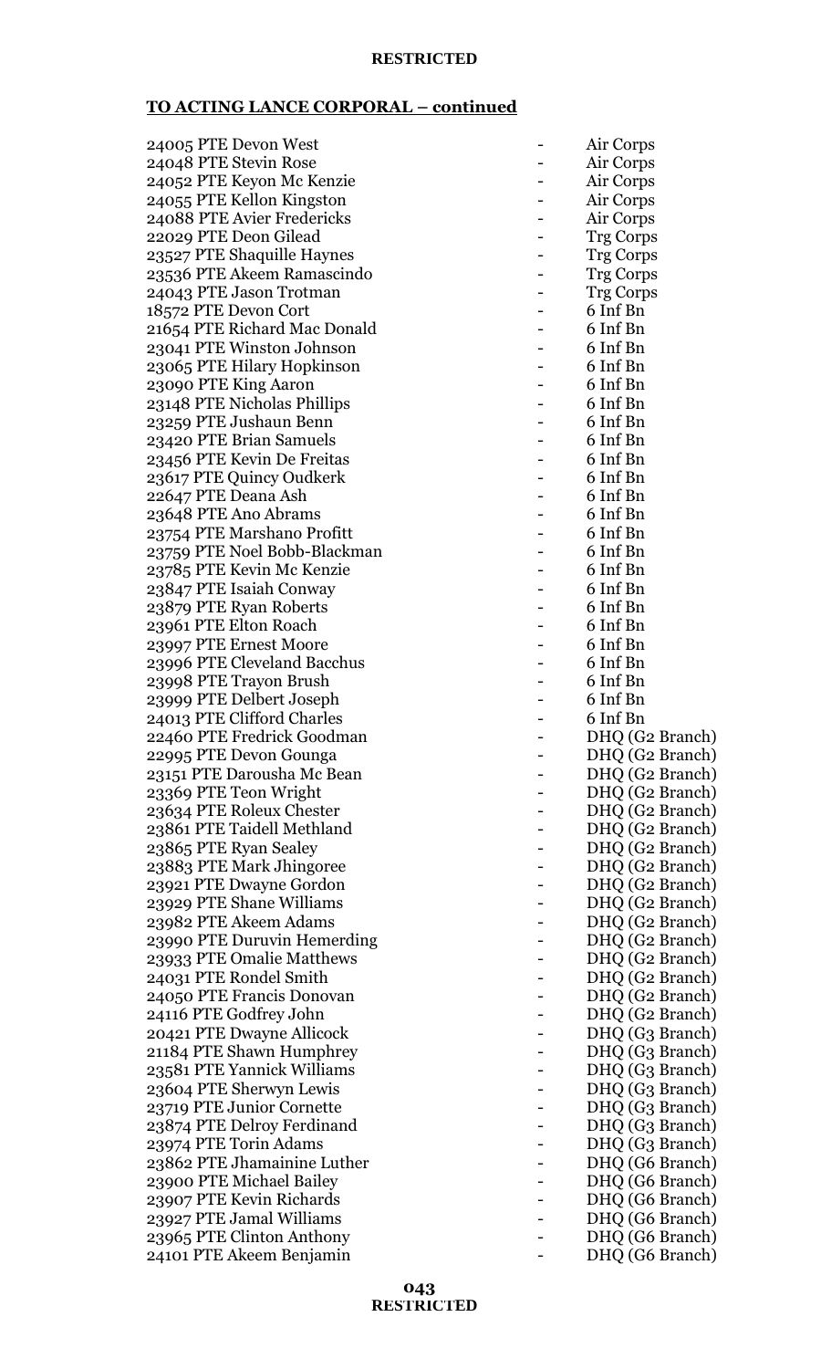**TO ACTING LANCE CORPORAL – continued**

| | | |
|---|---|---|
| 24005 PTE Devon West | - | Air Corps |
| 24048 PTE Stevin Rose | - | Air Corps |
| 24052 PTE Keyon Mc Kenzie | - | Air Corps |
| 24055 PTE Kellon Kingston | - | Air Corps |
| 24088 PTE Avier Fredericks | - | Air Corps |
| 22029 PTE Deon Gilead | - | Trg Corps |
| 23527 PTE Shaquille Haynes | - | Trg Corps |
| 23536 PTE Akeem Ramascindo | - | Trg Corps |
| 24043 PTE Jason Trotman | - | Trg Corps |
| 18572 PTE Devon Cort | - | 6 Inf Bn |
| 21654 PTE Richard Mac Donald | - | 6 Inf Bn |
| 23041 PTE Winston Johnson | - | 6 Inf Bn |
| 23065 PTE Hilary Hopkinson | - | 6 Inf Bn |
| 23090 PTE King Aaron | - | 6 Inf Bn |
| 23148 PTE Nicholas Phillips | - | 6 Inf Bn |
| 23259 PTE Jushaun Benn | - | 6 Inf Bn |
| 23420 PTE Brian Samuels | - | 6 Inf Bn |
| 23456 PTE Kevin De Freitas | - | 6 Inf Bn |
| 23617 PTE Quincy Oudkerk | - | 6 Inf Bn |
| 22647 PTE Deana Ash | - | 6 Inf Bn |
| 23648 PTE Ano Abrams | - | 6 Inf Bn |
| 23754 PTE Marshano Profitt | - | 6 Inf Bn |
| 23759 PTE Noel Bobb-Blackman | - | 6 Inf Bn |
| 23785 PTE Kevin Mc Kenzie | - | 6 Inf Bn |
| 23847 PTE Isaiah Conway | - | 6 Inf Bn |
| 23879 PTE Ryan Roberts | - | 6 Inf Bn |
| 23961 PTE Elton Roach | - | 6 Inf Bn |
| 23997 PTE Ernest Moore | - | 6 Inf Bn |
| 23996 PTE Cleveland Bacchus | - | 6 Inf Bn |
| 23998 PTE Trayon Brush | - | 6 Inf Bn |
| 23999 PTE Delbert Joseph | - | 6 Inf Bn |
| 24013 PTE Clifford Charles | - | 6 Inf Bn |
| 22460 PTE Fredrick Goodman | - | DHQ (G2 Branch) |
| 22995 PTE Devon Gounga | - | DHQ (G2 Branch) |
| 23151 PTE Darousha Mc Bean | - | DHQ (G2 Branch) |
| 23369 PTE Teon Wright | - | DHQ (G2 Branch) |
| 23634 PTE Roleux Chester | - | DHQ (G2 Branch) |
| 23861 PTE Taidell Methland | - | DHQ (G2 Branch) |
| 23865 PTE Ryan Sealey | - | DHQ (G2 Branch) |
| 23883 PTE Mark Jhingoree | - | DHQ (G2 Branch) |
| 23921 PTE Dwayne Gordon | - | DHQ (G2 Branch) |
| 23929 PTE Shane Williams | - | DHQ (G2 Branch) |
| 23982 PTE Akeem Adams | - | DHQ (G2 Branch) |
| 23990 PTE Duruvin Hemerding | - | DHQ (G2 Branch) |
| 23933 PTE Omalie Matthews | - | DHQ (G2 Branch) |
| 24031 PTE Rondel Smith | - | DHQ (G2 Branch) |
| 24050 PTE Francis Donovan | - | DHQ (G2 Branch) |
| 24116 PTE Godfrey John | - | DHQ (G2 Branch) |
| 20421 PTE Dwayne Allicock | - | DHQ (G3 Branch) |
| 21184 PTE Shawn Humphrey | - | DHQ (G3 Branch) |
| 23581 PTE Yannick Williams | - | DHQ (G3 Branch) |
| 23604 PTE Sherwyn Lewis | - | DHQ (G3 Branch) |
| 23719 PTE Junior Cornette | - | DHQ (G3 Branch) |
| 23874 PTE Delroy Ferdinand | - | DHQ (G3 Branch) |
| 23974 PTE Torin Adams | - | DHQ (G3 Branch) |
| 23862 PTE Jhamainine Luther | - | DHQ (G6 Branch) |
| 23900 PTE Michael Bailey | - | DHQ (G6 Branch) |
| 23907 PTE Kevin Richards | - | DHQ (G6 Branch) |
| 23927 PTE Jamal Williams | - | DHQ (G6 Branch) |
| 23965 PTE Clinton Anthony | - | DHQ (G6 Branch) |
| 24101 PTE Akeem Benjamin | - | DHQ (G6 Branch) |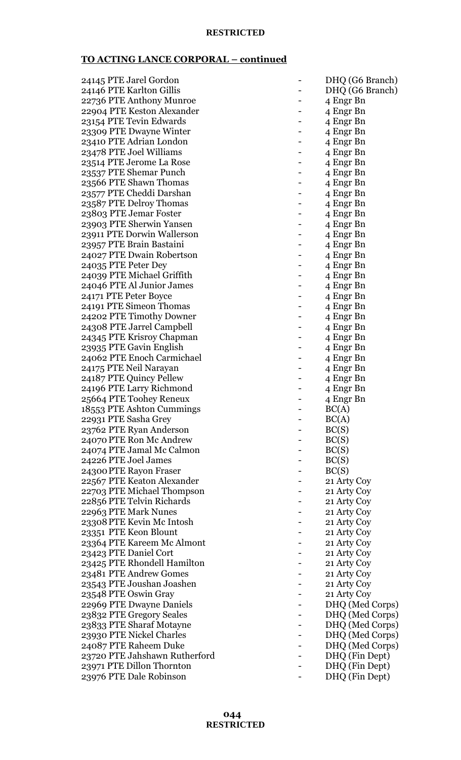**TO ACTING LANCE CORPORAL – continued**

| Name | | Unit |
|---|---|---|
| 24145 PTE Jarel Gordon | - | DHQ (G6 Branch) |
| 24146 PTE Karlton Gillis | - | DHQ (G6 Branch) |
| 22736 PTE Anthony Munroe | - | 4 Engr Bn |
| 22904 PTE Keston Alexander | - | 4 Engr Bn |
| 23154 PTE Tevin Edwards | - | 4 Engr Bn |
| 23309 PTE Dwayne Winter | - | 4 Engr Bn |
| 23410 PTE Adrian London | - | 4 Engr Bn |
| 23478 PTE Joel Williams | - | 4 Engr Bn |
| 23514 PTE Jerome La Rose | - | 4 Engr Bn |
| 23537 PTE Shemar Punch | - | 4 Engr Bn |
| 23566 PTE Shawn Thomas | - | 4 Engr Bn |
| 23577 PTE Cheddi Darshan | - | 4 Engr Bn |
| 23587 PTE Delroy Thomas | - | 4 Engr Bn |
| 23803 PTE Jemar Foster | - | 4 Engr Bn |
| 23903 PTE Sherwin Yansen | - | 4 Engr Bn |
| 23911 PTE Dorwin Wallerson | - | 4 Engr Bn |
| 23957 PTE Brain Bastaini | - | 4 Engr Bn |
| 24027 PTE Dwain Robertson | - | 4 Engr Bn |
| 24035 PTE Peter Dey | - | 4 Engr Bn |
| 24039 PTE Michael Griffith | - | 4 Engr Bn |
| 24046 PTE Al Junior James | - | 4 Engr Bn |
| 24171 PTE Peter Boyce | - | 4 Engr Bn |
| 24191 PTE Simeon Thomas | - | 4 Engr Bn |
| 24202 PTE Timothy Downer | - | 4 Engr Bn |
| 24308 PTE Jarrel Campbell | - | 4 Engr Bn |
| 24345 PTE Krisroy Chapman | - | 4 Engr Bn |
| 23935 PTE Gavin English | - | 4 Engr Bn |
| 24062 PTE Enoch Carmichael | - | 4 Engr Bn |
| 24175 PTE Neil Narayan | - | 4 Engr Bn |
| 24187 PTE Quincy Pellew | - | 4 Engr Bn |
| 24196 PTE Larry Richmond | - | 4 Engr Bn |
| 25664 PTE Toohey Reneux | - | 4 Engr Bn |
| 18553 PTE Ashton Cummings | - | BC(A) |
| 22931 PTE Sasha Grey | - | BC(A) |
| 23762 PTE Ryan Anderson | - | BC(S) |
| 24070 PTE Ron Mc Andrew | - | BC(S) |
| 24074 PTE Jamal Mc Calmon | - | BC(S) |
| 24226 PTE Joel James | - | BC(S) |
| 24300 PTE Rayon Fraser | - | BC(S) |
| 22567 PTE Keaton Alexander | - | 21 Arty Coy |
| 22703 PTE Michael Thompson | - | 21 Arty Coy |
| 22856 PTE Telvin Richards | - | 21 Arty Coy |
| 22963 PTE Mark Nunes | - | 21 Arty Coy |
| 23308 PTE Kevin Mc Intosh | - | 21 Arty Coy |
| 23351 PTE Keon Blount | - | 21 Arty Coy |
| 23364 PTE Kareem Mc Almont | - | 21 Arty Coy |
| 23423 PTE Daniel Cort | - | 21 Arty Coy |
| 23425 PTE Rhondell Hamilton | - | 21 Arty Coy |
| 23481 PTE Andrew Gomes | - | 21 Arty Coy |
| 23543 PTE Joushan Joashen | - | 21 Arty Coy |
| 23548 PTE Oswin Gray | - | 21 Arty Coy |
| 22969 PTE Dwayne Daniels | - | DHQ (Med Corps) |
| 23832 PTE Gregory Seales | - | DHQ (Med Corps) |
| 23833 PTE Sharaf Motayne | - | DHQ (Med Corps) |
| 23930 PTE Nickel Charles | - | DHQ (Med Corps) |
| 24087 PTE Raheem Duke | - | DHQ (Med Corps) |
| 23720 PTE Jahshawn Rutherford | - | DHQ (Fin Dept) |
| 23971 PTE Dillon Thornton | - | DHQ (Fin Dept) |
| 23976 PTE Dale Robinson | - | DHQ (Fin Dept) |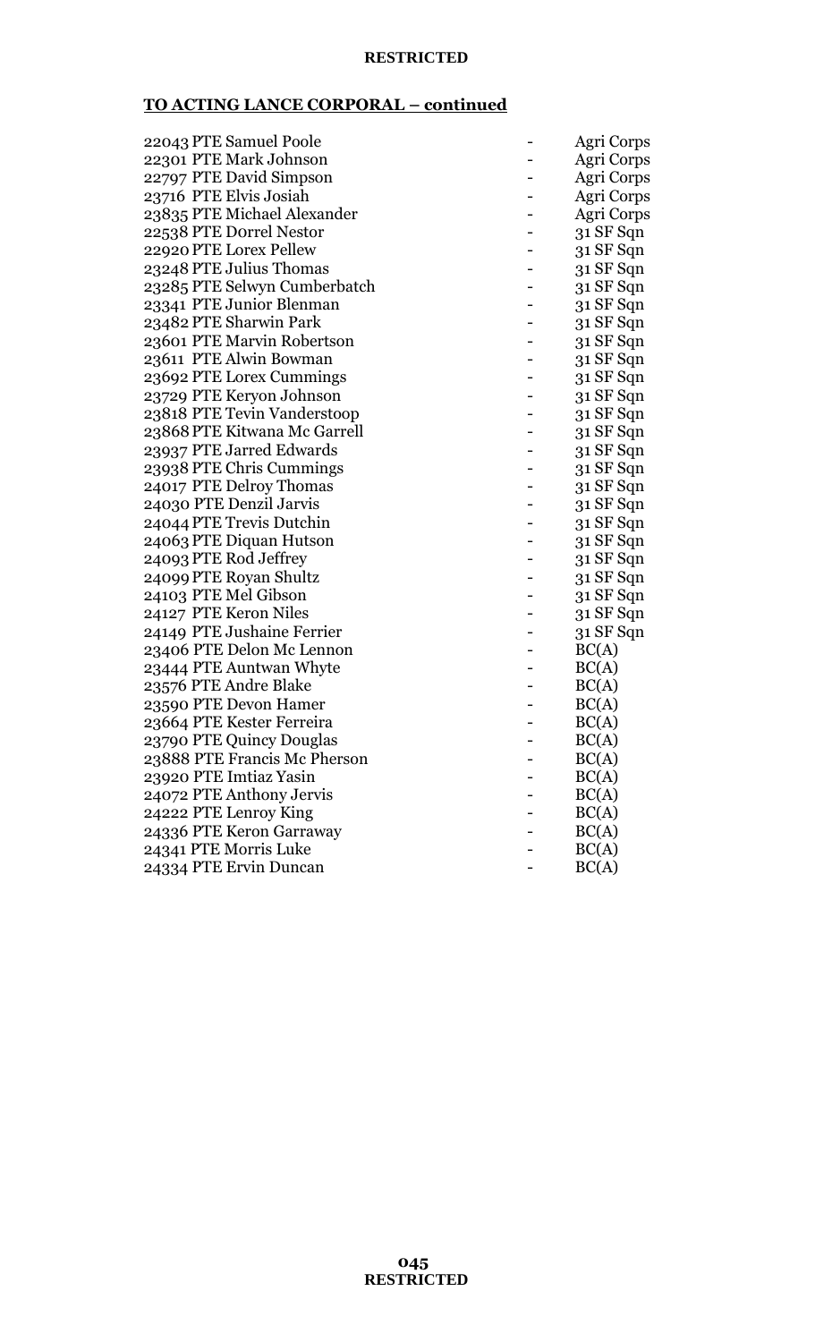**TO ACTING LANCE CORPORAL – continued**

| | | |
|---|---|---|
| 22043 PTE Samuel Poole | - | Agri Corps |
| 22301 PTE Mark Johnson | - | Agri Corps |
| 22797 PTE David Simpson | - | Agri Corps |
| 23716 PTE Elvis Josiah | - | Agri Corps |
| 23835 PTE Michael Alexander | - | Agri Corps |
| 22538 PTE Dorrel Nestor | - | 31 SF Sqn |
| 22920 PTE Lorex Pellew | - | 31 SF Sqn |
| 23248 PTE Julius Thomas | - | 31 SF Sqn |
| 23285 PTE Selwyn Cumberbatch | - | 31 SF Sqn |
| 23341 PTE Junior Blenman | - | 31 SF Sqn |
| 23482 PTE Sharwin Park | - | 31 SF Sqn |
| 23601 PTE Marvin Robertson | - | 31 SF Sqn |
| 23611 PTE Alwin Bowman | - | 31 SF Sqn |
| 23692 PTE Lorex Cummings | - | 31 SF Sqn |
| 23729 PTE Keryon Johnson | - | 31 SF Sqn |
| 23818 PTE Tevin Vanderstoop | - | 31 SF Sqn |
| 23868 PTE Kitwana Mc Garrell | - | 31 SF Sqn |
| 23937 PTE Jarred Edwards | - | 31 SF Sqn |
| 23938 PTE Chris Cummings | - | 31 SF Sqn |
| 24017 PTE Delroy Thomas | - | 31 SF Sqn |
| 24030 PTE Denzil Jarvis | - | 31 SF Sqn |
| 24044 PTE Trevis Dutchin | - | 31 SF Sqn |
| 24063 PTE Diquan Hutson | - | 31 SF Sqn |
| 24093 PTE Rod Jeffrey | - | 31 SF Sqn |
| 24099 PTE Royan Shultz | - | 31 SF Sqn |
| 24103 PTE Mel Gibson | - | 31 SF Sqn |
| 24127 PTE Keron Niles | - | 31 SF Sqn |
| 24149 PTE Jushaine Ferrier | - | 31 SF Sqn |
| 23406 PTE Delon Mc Lennon | - | BC(A) |
| 23444 PTE Auntwan Whyte | - | BC(A) |
| 23576 PTE Andre Blake | - | BC(A) |
| 23590 PTE Devon Hamer | - | BC(A) |
| 23664 PTE Kester Ferreira | - | BC(A) |
| 23790 PTE Quincy Douglas | - | BC(A) |
| 23888 PTE Francis Mc Pherson | - | BC(A) |
| 23920 PTE Imtiaz Yasin | - | BC(A) |
| 24072 PTE Anthony Jervis | - | BC(A) |
| 24222 PTE Lenroy King | - | BC(A) |
| 24336 PTE Keron Garraway | - | BC(A) |
| 24341 PTE Morris Luke | - | BC(A) |
| 24334 PTE Ervin Duncan | - | BC(A) |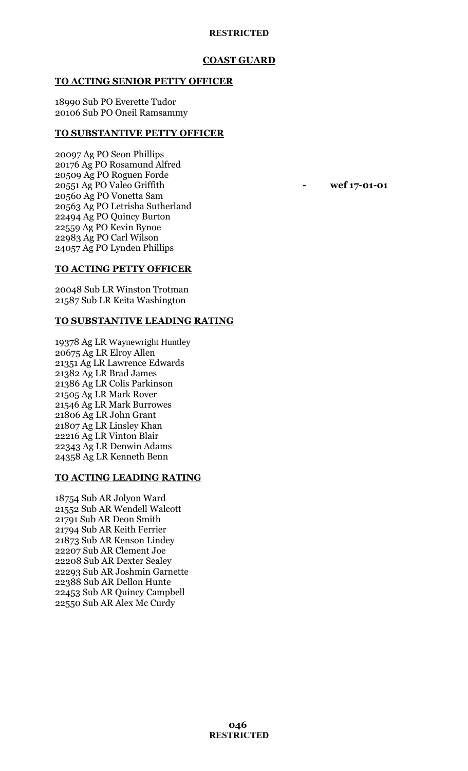## COAST GUARD

### TO ACTING SENIOR PETTY OFFICER

18990 Sub PO Everette Tudor
20106 Sub PO Oneil Ramsammy

### TO SUBSTANTIVE PETTY OFFICER

20097 Ag PO Seon Phillips
20176 Ag PO Rosamund Alfred
20509 Ag PO Roguen Forde
20551 Ag PO Valeo Griffith - **wef 17-01-01**
20560 Ag PO Vonetta Sam
20563 Ag PO Letrisha Sutherland
22494 Ag PO Quincy Burton
22559 Ag PO Kevin Bynoe
22983 Ag PO Carl Wilson
24057 Ag PO Lynden Phillips

### TO ACTING PETTY OFFICER

20048 Sub LR Winston Trotman
21587 Sub LR Keita Washington

### TO SUBSTANTIVE LEADING RATING

19378 Ag LR Waynewright Huntley
20675 Ag LR Elroy Allen
21351 Ag LR Lawrence Edwards
21382 Ag LR Brad James
21386 Ag LR Colis Parkinson
21505 Ag LR Mark Rover
21546 Ag LR Mark Burrowes
21806 Ag LR John Grant
21807 Ag LR Linsley Khan
22216 Ag LR Vinton Blair
22343 Ag LR Denwin Adams
24358 Ag LR Kenneth Benn

### TO ACTING LEADING RATING

18754 Sub AR Jolyon Ward
21552 Sub AR Wendell Walcott
21791 Sub AR Deon Smith
21794 Sub AR Keith Ferrier
21873 Sub AR Kenson Lindey
22207 Sub AR Clement Joe
22208 Sub AR Dexter Sealey
22293 Sub AR Joshmin Garnette
22388 Sub AR Dellon Hunte
22453 Sub AR Quincy Campbell
22550 Sub AR Alex Mc Curdy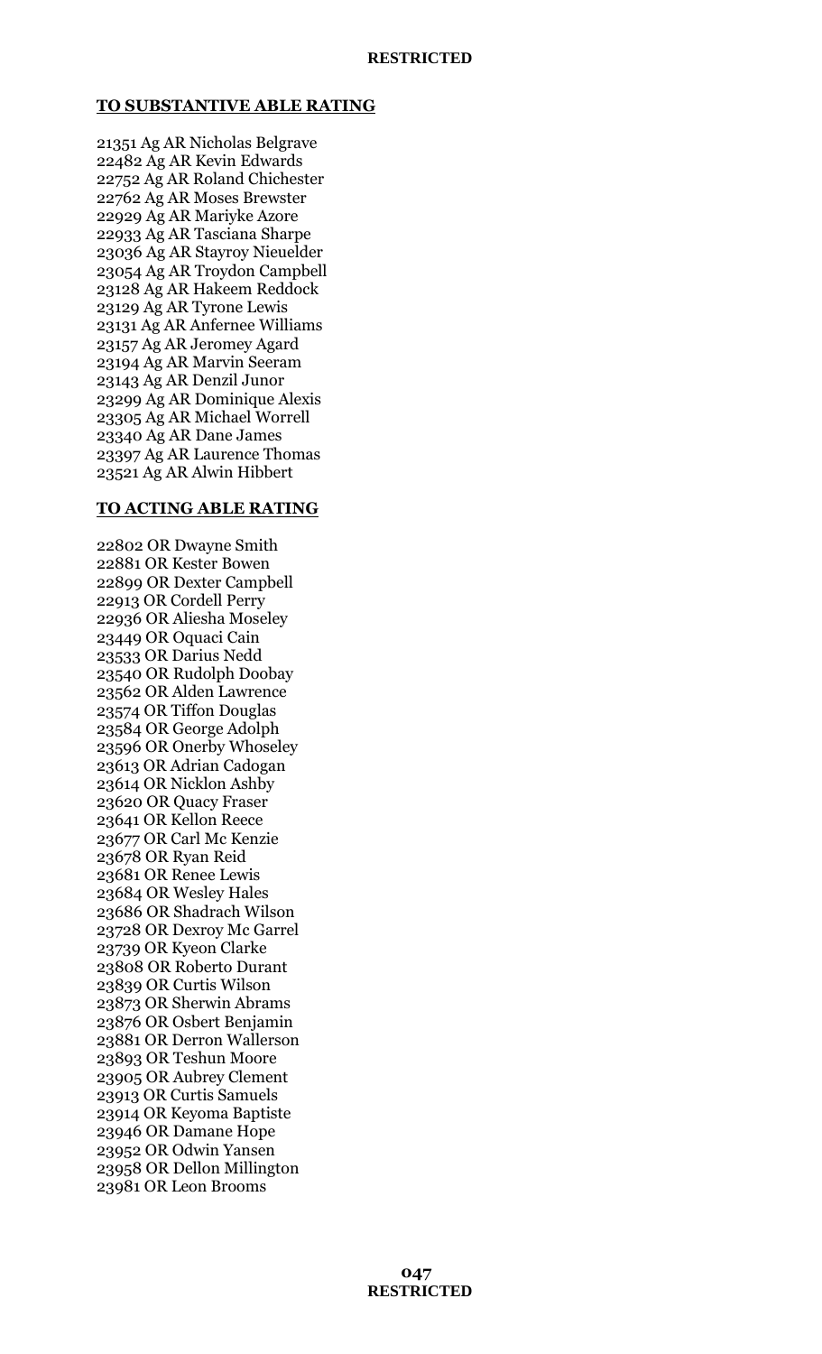**TO SUBSTANTIVE ABLE RATING**

21351 Ag AR Nicholas Belgrave
22482 Ag AR Kevin Edwards
22752 Ag AR Roland Chichester
22762 Ag AR Moses Brewster
22929 Ag AR Mariyke Azore
22933 Ag AR Tasciana Sharpe
23036 Ag AR Stayroy Nieuelder
23054 Ag AR Troydon Campbell
23128 Ag AR Hakeem Reddock
23129 Ag AR Tyrone Lewis
23131 Ag AR Anfernee Williams
23157 Ag AR Jeromey Agard
23194 Ag AR Marvin Seeram
23143 Ag AR Denzil Junor
23299 Ag AR Dominique Alexis
23305 Ag AR Michael Worrell
23340 Ag AR Dane James
23397 Ag AR Laurence Thomas
23521 Ag AR Alwin Hibbert

**TO ACTING ABLE RATING**

22802 OR Dwayne Smith
22881 OR Kester Bowen
22899 OR Dexter Campbell
22913 OR Cordell Perry
22936 OR Aliesha Moseley
23449 OR Oquaci Cain
23533 OR Darius Nedd
23540 OR Rudolph Doobay
23562 OR Alden Lawrence
23574 OR Tiffon Douglas
23584 OR George Adolph
23596 OR Onerby Whoseley
23613 OR Adrian Cadogan
23614 OR Nicklon Ashby
23620 OR Quacy Fraser
23641 OR Kellon Reece
23677 OR Carl Mc Kenzie
23678 OR Ryan Reid
23681 OR Renee Lewis
23684 OR Wesley Hales
23686 OR Shadrach Wilson
23728 OR Dexroy Mc Garrel
23739 OR Kyeon Clarke
23808 OR Roberto Durant
23839 OR Curtis Wilson
23873 OR Sherwin Abrams
23876 OR Osbert Benjamin
23881 OR Derron Wallerson
23893 OR Teshun Moore
23905 OR Aubrey Clement
23913 OR Curtis Samuels
23914 OR Keyoma Baptiste
23946 OR Damane Hope
23952 OR Odwin Yansen
23958 OR Dellon Millington
23981 OR Leon Brooms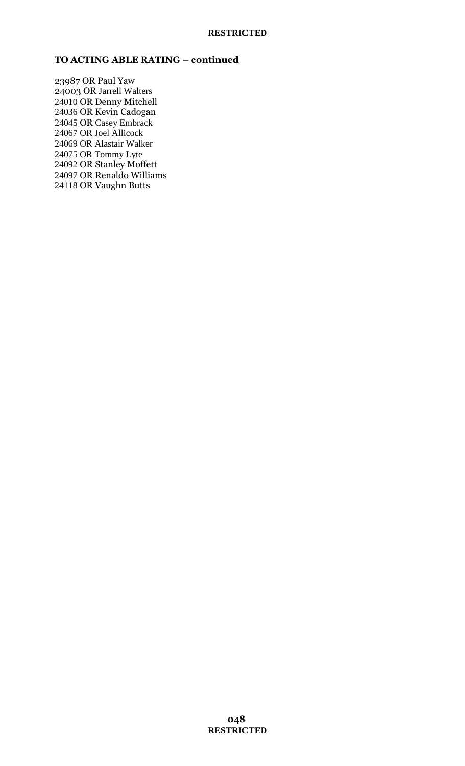**TO ACTING ABLE RATING – continued**

23987 OR Paul Yaw
24003 OR Jarrell Walters
24010 OR Denny Mitchell
24036 OR Kevin Cadogan
24045 OR Casey Embrack
24067 OR Joel Allicock
24069 OR Alastair Walker
24075 OR Tommy Lyte
24092 OR Stanley Moffett
24097 OR Renaldo Williams
24118 OR Vaughn Butts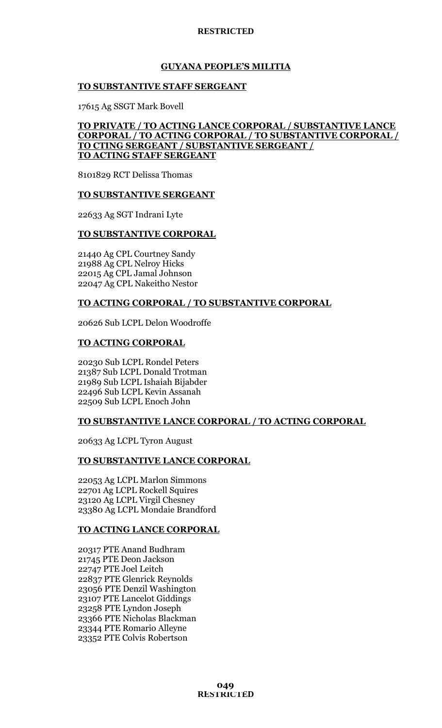## GUYANA PEOPLE'S MILITIA

### TO SUBSTANTIVE STAFF SERGEANT

17615 Ag SSGT Mark Bovell

### TO PRIVATE / TO ACTING LANCE CORPORAL / SUBSTANTIVE LANCE CORPORAL / TO ACTING CORPORAL / TO SUBSTANTIVE CORPORAL / TO CTING SERGEANT / SUBSTANTIVE SERGEANT / TO ACTING STAFF SERGEANT

8101829 RCT Delissa Thomas

### TO SUBSTANTIVE SERGEANT

22633 Ag SGT Indrani Lyte

### TO SUBSTANTIVE CORPORAL

21440 Ag CPL Courtney Sandy
21988 Ag CPL Nelroy Hicks
22015 Ag CPL Jamal Johnson
22047 Ag CPL Nakeitho Nestor

### TO ACTING CORPORAL / TO SUBSTANTIVE CORPORAL

20626 Sub LCPL Delon Woodroffe

### TO ACTING CORPORAL

20230 Sub LCPL Rondel Peters
21387 Sub LCPL Donald Trotman
21989 Sub LCPL Ishaiah Bijabder
22496 Sub LCPL Kevin Assanah
22509 Sub LCPL Enoch John

### TO SUBSTANTIVE LANCE CORPORAL / TO ACTING CORPORAL

20633 Ag LCPL Tyron August

### TO SUBSTANTIVE LANCE CORPORAL

22053 Ag LCPL Marlon Simmons
22701 Ag LCPL Rockell Squires
23120 Ag LCPL Virgil Chesney
23380 Ag LCPL Mondaie Brandford

### TO ACTING LANCE CORPORAL

20317 PTE Anand Budhram
21745 PTE Deon Jackson
22747 PTE Joel Leitch
22837 PTE Glenrick Reynolds
23056 PTE Denzil Washington
23107 PTE Lancelot Giddings
23258 PTE Lyndon Joseph
23366 PTE Nicholas Blackman
23344 PTE Romario Alleyne
23352 PTE Colvis Robertson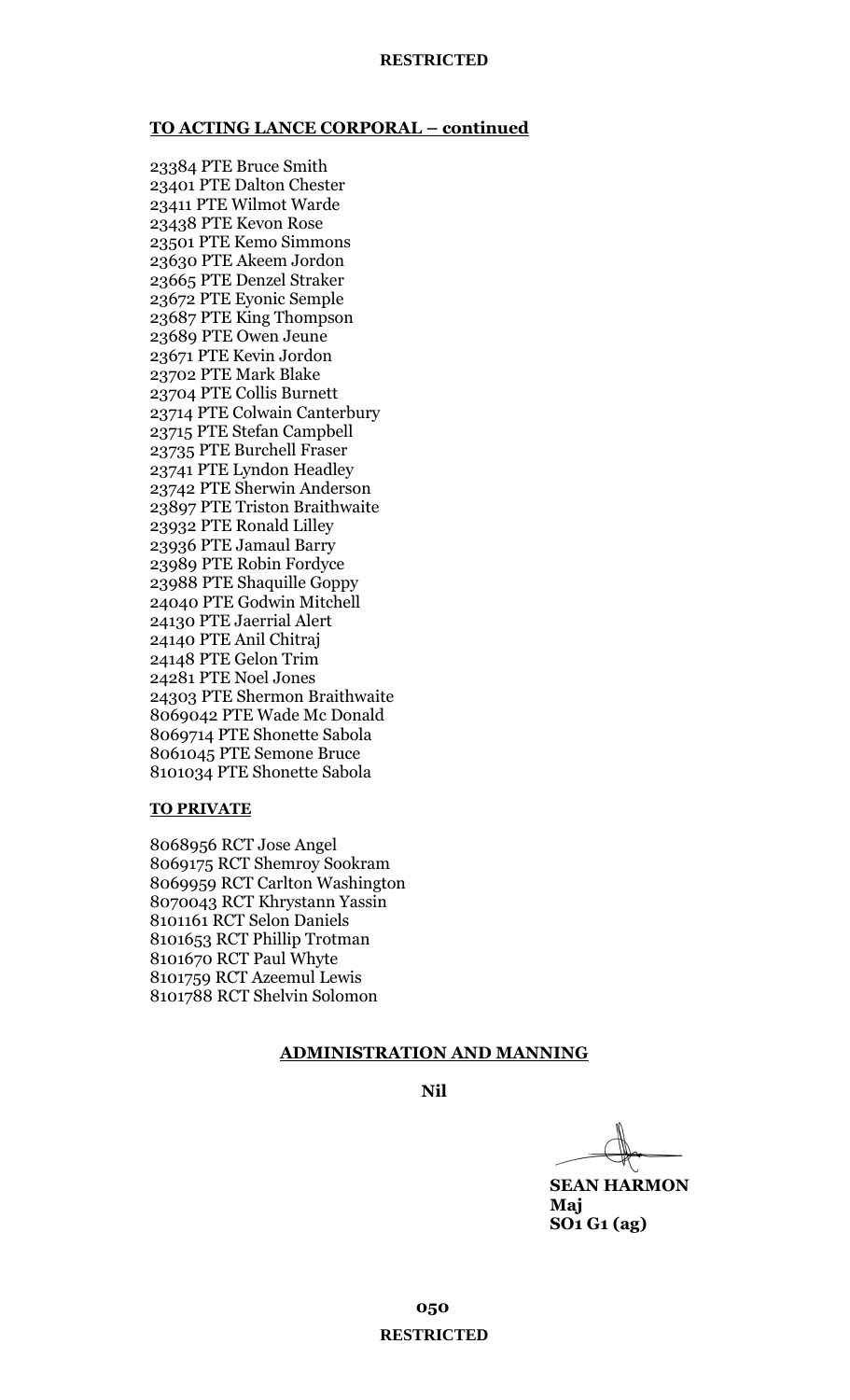**TO ACTING LANCE CORPORAL – continued**

23384 PTE Bruce Smith
23401 PTE Dalton Chester
23411 PTE Wilmot Warde
23438 PTE Kevon Rose
23501 PTE Kemo Simmons
23630 PTE Akeem Jordon
23665 PTE Denzel Straker
23672 PTE Eyonic Semple
23687 PTE King Thompson
23689 PTE Owen Jeune
23671 PTE Kevin Jordon
23702 PTE Mark Blake
23704 PTE Collis Burnett
23714 PTE Colwain Canterbury
23715 PTE Stefan Campbell
23735 PTE Burchell Fraser
23741 PTE Lyndon Headley
23742 PTE Sherwin Anderson
23897 PTE Triston Braithwaite
23932 PTE Ronald Lilley
23936 PTE Jamaul Barry
23989 PTE Robin Fordyce
23988 PTE Shaquille Goppy
24040 PTE Godwin Mitchell
24130 PTE Jaerrial Alert
24140 PTE Anil Chitraj
24148 PTE Gelon Trim
24281 PTE Noel Jones
24303 PTE Shermon Braithwaite
8069042 PTE Wade Mc Donald
8069714 PTE Shonette Sabola
8061045 PTE Semone Bruce
8101034 PTE Shonette Sabola

**TO PRIVATE**

8068956 RCT Jose Angel
8069175 RCT Shemroy Sookram
8069959 RCT Carlton Washington
8070043 RCT Khrystann Yassin
8101161 RCT Selon Daniels
8101653 RCT Phillip Trotman
8101670 RCT Paul Whyte
8101759 RCT Azeemul Lewis
8101788 RCT Shelvin Solomon

## ADMINISTRATION AND MANNING

**Nil**

**SEAN HARMON**
**Maj**
**SO1 G1 (ag)**